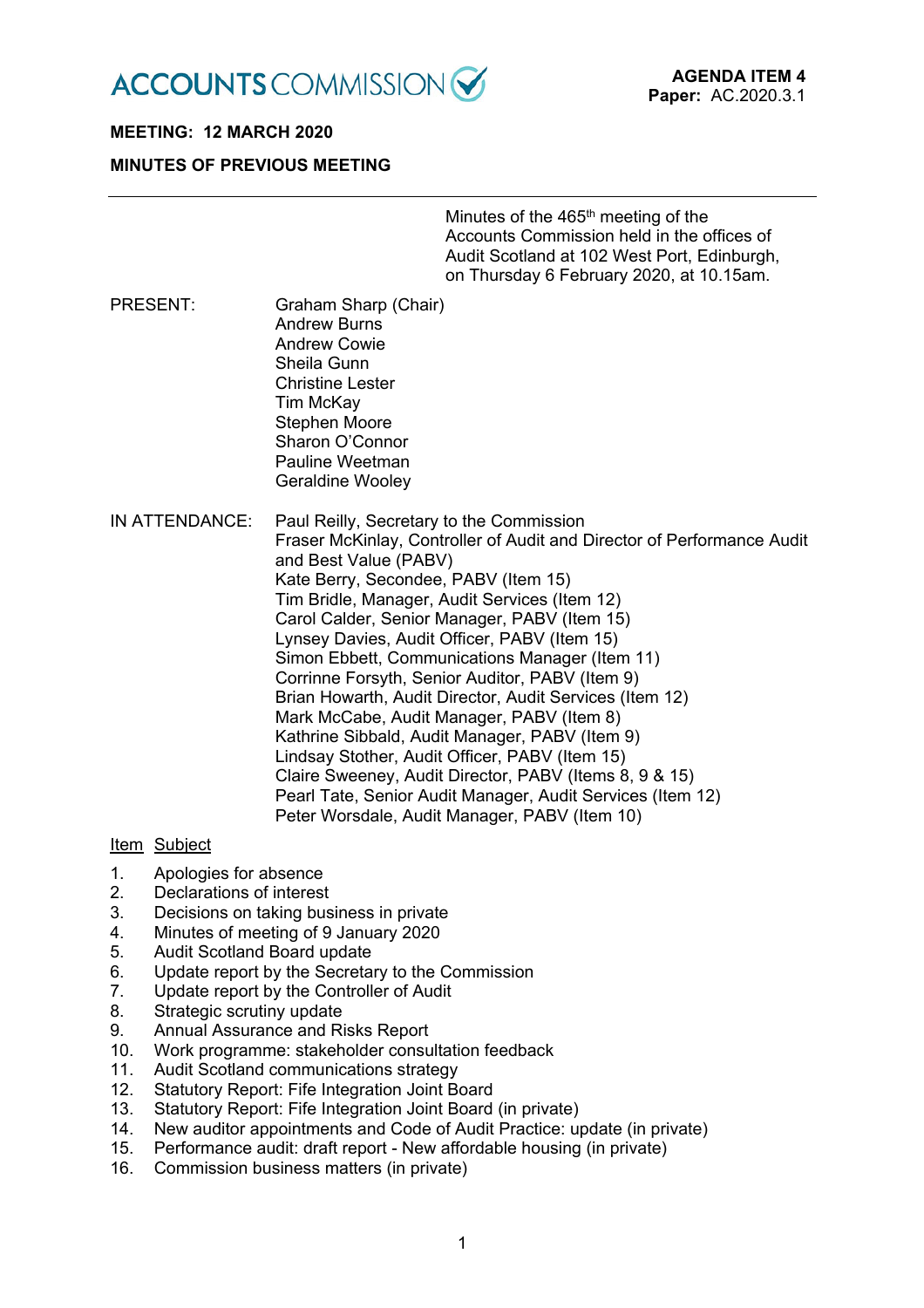ACCOUNTS COMMISSION

**AGENDA ITEM 4**
**Paper:** AC.2020.3.1

**MEETING: 12 MARCH 2020**

**MINUTES OF PREVIOUS MEETING**

---

Minutes of the 465th meeting of the Accounts Commission held in the offices of Audit Scotland at 102 West Port, Edinburgh, on Thursday 6 February 2020, at 10.15am.

PRESENT:

Graham Sharp (Chair)
Andrew Burns
Andrew Cowie
Sheila Gunn
Christine Lester
Tim McKay
Stephen Moore
Sharon O'Connor
Pauline Weetman
Geraldine Wooley

IN ATTENDANCE:

Paul Reilly, Secretary to the Commission
Fraser McKinlay, Controller of Audit and Director of Performance Audit and Best Value (PABV)
Kate Berry, Secondee, PABV (Item 15)
Tim Bridle, Manager, Audit Services (Item 12)
Carol Calder, Senior Manager, PABV (Item 15)
Lynsey Davies, Audit Officer, PABV (Item 15)
Simon Ebbett, Communications Manager (Item 11)
Corrinne Forsyth, Senior Auditor, PABV (Item 9)
Brian Howarth, Audit Director, Audit Services (Item 12)
Mark McCabe, Audit Manager, PABV (Item 8)
Kathrine Sibbald, Audit Manager, PABV (Item 9)
Lindsay Stother, Audit Officer, PABV (Item 15)
Claire Sweeney, Audit Director, PABV (Items 8, 9 & 15)
Pearl Tate, Senior Audit Manager, Audit Services (Item 12)
Peter Worsdale, Audit Manager, PABV (Item 10)

| Item | Subject |
|---|---|
| 1. | Apologies for absence |
| 2. | Declarations of interest |
| 3. | Decisions on taking business in private |
| 4. | Minutes of meeting of 9 January 2020 |
| 5. | Audit Scotland Board update |
| 6. | Update report by the Secretary to the Commission |
| 7. | Update report by the Controller of Audit |
| 8. | Strategic scrutiny update |
| 9. | Annual Assurance and Risks Report |
| 10. | Work programme: stakeholder consultation feedback |
| 11. | Audit Scotland communications strategy |
| 12. | Statutory Report: Fife Integration Joint Board |
| 13. | Statutory Report: Fife Integration Joint Board (in private) |
| 14. | New auditor appointments and Code of Audit Practice: update (in private) |
| 15. | Performance audit: draft report - New affordable housing (in private) |
| 16. | Commission business matters (in private) |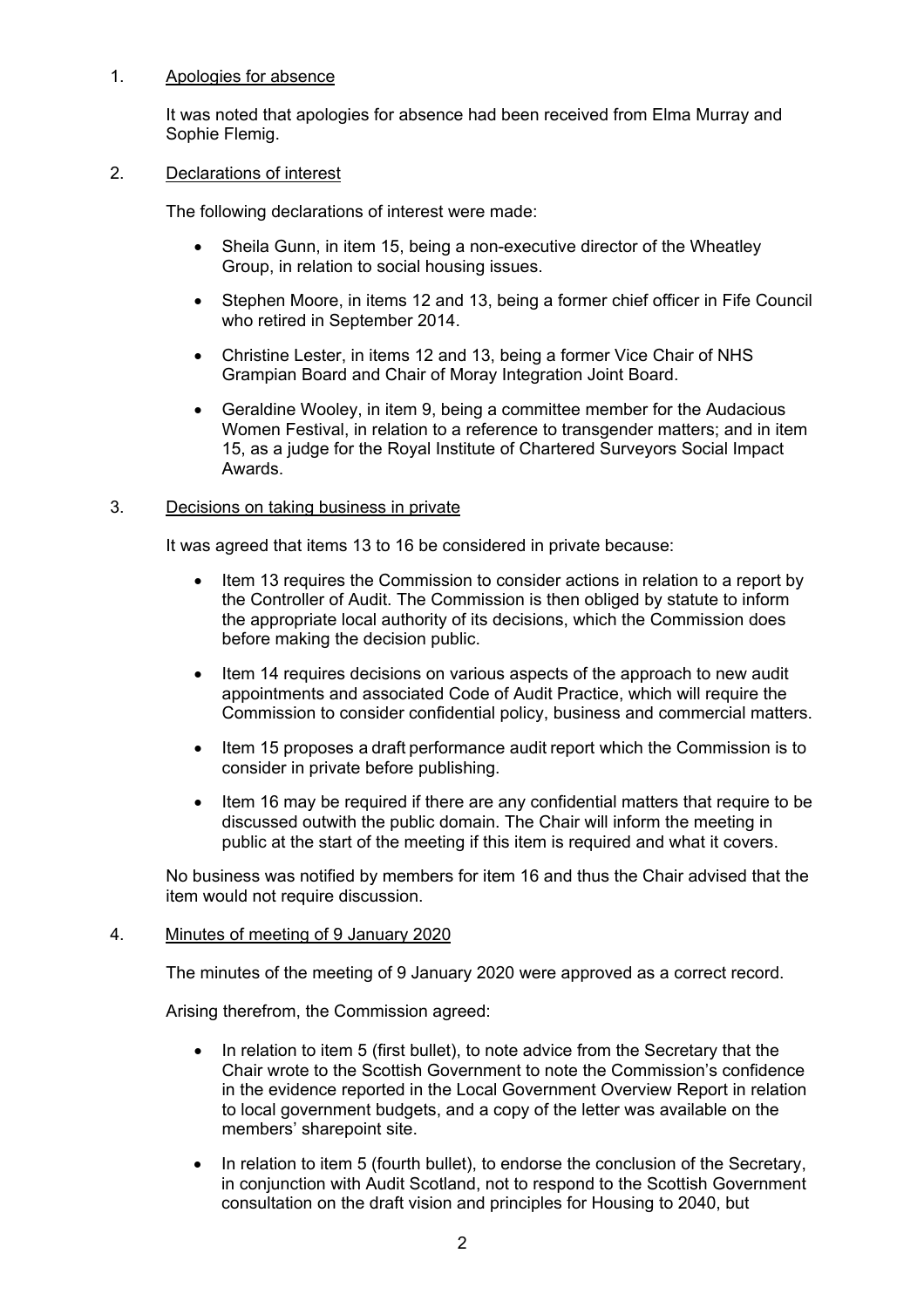1. Apologies for absence

   It was noted that apologies for absence had been received from Elma Murray and Sophie Flemig.

2. Declarations of interest

   The following declarations of interest were made:

   - Sheila Gunn, in item 15, being a non-executive director of the Wheatley Group, in relation to social housing issues.
   - Stephen Moore, in items 12 and 13, being a former chief officer in Fife Council who retired in September 2014.
   - Christine Lester, in items 12 and 13, being a former Vice Chair of NHS Grampian Board and Chair of Moray Integration Joint Board.
   - Geraldine Wooley, in item 9, being a committee member for the Audacious Women Festival, in relation to a reference to transgender matters; and in item 15, as a judge for the Royal Institute of Chartered Surveyors Social Impact Awards.

3. Decisions on taking business in private

   It was agreed that items 13 to 16 be considered in private because:

   - Item 13 requires the Commission to consider actions in relation to a report by the Controller of Audit. The Commission is then obliged by statute to inform the appropriate local authority of its decisions, which the Commission does before making the decision public.
   - Item 14 requires decisions on various aspects of the approach to new audit appointments and associated Code of Audit Practice, which will require the Commission to consider confidential policy, business and commercial matters.
   - Item 15 proposes a draft performance audit report which the Commission is to consider in private before publishing.
   - Item 16 may be required if there are any confidential matters that require to be discussed outwith the public domain. The Chair will inform the meeting in public at the start of the meeting if this item is required and what it covers.

   No business was notified by members for item 16 and thus the Chair advised that the item would not require discussion.

4. Minutes of meeting of 9 January 2020

   The minutes of the meeting of 9 January 2020 were approved as a correct record.

   Arising therefrom, the Commission agreed:

   - In relation to item 5 (first bullet), to note advice from the Secretary that the Chair wrote to the Scottish Government to note the Commission's confidence in the evidence reported in the Local Government Overview Report in relation to local government budgets, and a copy of the letter was available on the members' sharepoint site.
   - In relation to item 5 (fourth bullet), to endorse the conclusion of the Secretary, in conjunction with Audit Scotland, not to respond to the Scottish Government consultation on the draft vision and principles for Housing to 2040, but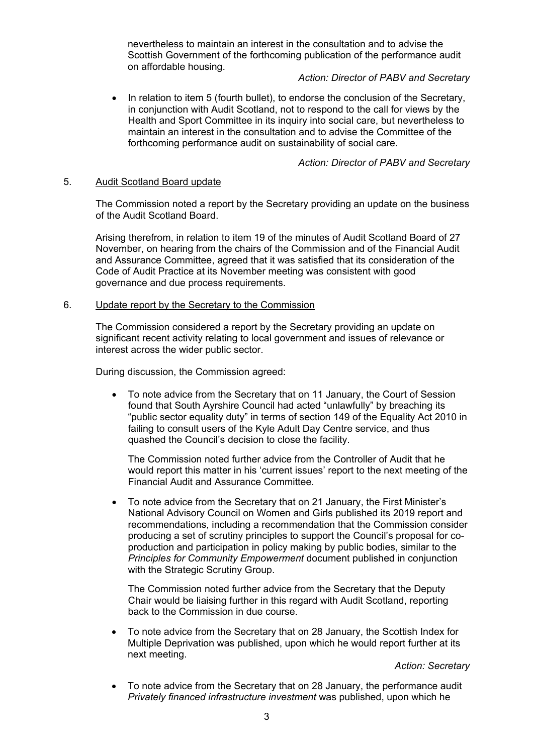nevertheless to maintain an interest in the consultation and to advise the Scottish Government of the forthcoming publication of the performance audit on affordable housing.

*Action: Director of PABV and Secretary*

- In relation to item 5 (fourth bullet), to endorse the conclusion of the Secretary, in conjunction with Audit Scotland, not to respond to the call for views by the Health and Sport Committee in its inquiry into social care, but nevertheless to maintain an interest in the consultation and to advise the Committee of the forthcoming performance audit on sustainability of social care.

*Action: Director of PABV and Secretary*

5. Audit Scotland Board update

The Commission noted a report by the Secretary providing an update on the business of the Audit Scotland Board.

Arising therefrom, in relation to item 19 of the minutes of Audit Scotland Board of 27 November, on hearing from the chairs of the Commission and of the Financial Audit and Assurance Committee, agreed that it was satisfied that its consideration of the Code of Audit Practice at its November meeting was consistent with good governance and due process requirements.

6. Update report by the Secretary to the Commission

The Commission considered a report by the Secretary providing an update on significant recent activity relating to local government and issues of relevance or interest across the wider public sector.

During discussion, the Commission agreed:

- To note advice from the Secretary that on 11 January, the Court of Session found that South Ayrshire Council had acted "unlawfully" by breaching its "public sector equality duty" in terms of section 149 of the Equality Act 2010 in failing to consult users of the Kyle Adult Day Centre service, and thus quashed the Council's decision to close the facility.

  The Commission noted further advice from the Controller of Audit that he would report this matter in his 'current issues' report to the next meeting of the Financial Audit and Assurance Committee.

- To note advice from the Secretary that on 21 January, the First Minister's National Advisory Council on Women and Girls published its 2019 report and recommendations, including a recommendation that the Commission consider producing a set of scrutiny principles to support the Council's proposal for co-production and participation in policy making by public bodies, similar to the *Principles for Community Empowerment* document published in conjunction with the Strategic Scrutiny Group.

  The Commission noted further advice from the Secretary that the Deputy Chair would be liaising further in this regard with Audit Scotland, reporting back to the Commission in due course.

- To note advice from the Secretary that on 28 January, the Scottish Index for Multiple Deprivation was published, upon which he would report further at its next meeting.

*Action: Secretary*

- To note advice from the Secretary that on 28 January, the performance audit *Privately financed infrastructure investment* was published, upon which he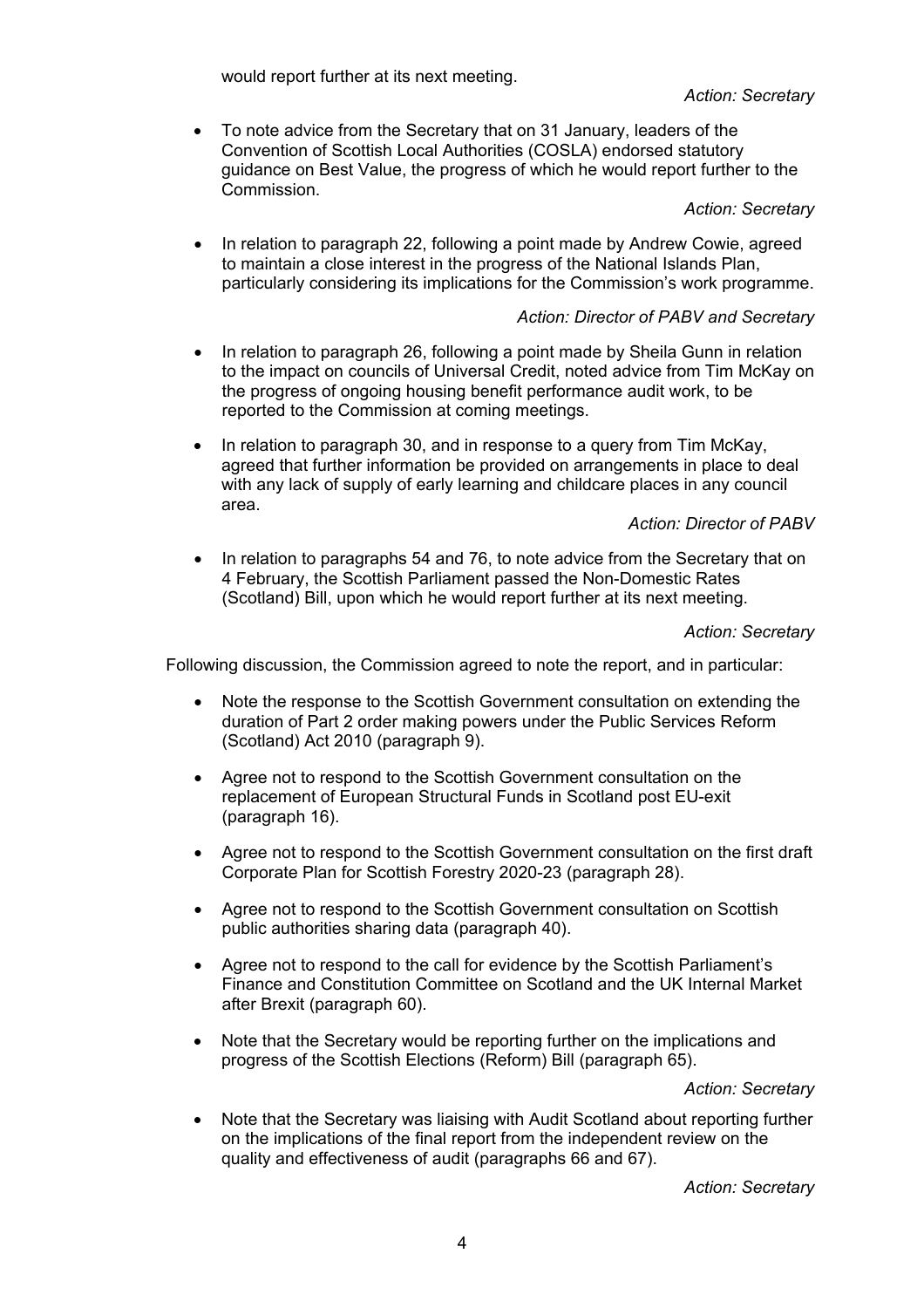would report further at its next meeting.

*Action: Secretary*

- To note advice from the Secretary that on 31 January, leaders of the Convention of Scottish Local Authorities (COSLA) endorsed statutory guidance on Best Value, the progress of which he would report further to the Commission.

  *Action: Secretary*

- In relation to paragraph 22, following a point made by Andrew Cowie, agreed to maintain a close interest in the progress of the National Islands Plan, particularly considering its implications for the Commission's work programme.

  *Action: Director of PABV and Secretary*

- In relation to paragraph 26, following a point made by Sheila Gunn in relation to the impact on councils of Universal Credit, noted advice from Tim McKay on the progress of ongoing housing benefit performance audit work, to be reported to the Commission at coming meetings.

- In relation to paragraph 30, and in response to a query from Tim McKay, agreed that further information be provided on arrangements in place to deal with any lack of supply of early learning and childcare places in any council area.

  *Action: Director of PABV*

- In relation to paragraphs 54 and 76, to note advice from the Secretary that on 4 February, the Scottish Parliament passed the Non-Domestic Rates (Scotland) Bill, upon which he would report further at its next meeting.

  *Action: Secretary*

Following discussion, the Commission agreed to note the report, and in particular:

- Note the response to the Scottish Government consultation on extending the duration of Part 2 order making powers under the Public Services Reform (Scotland) Act 2010 (paragraph 9).

- Agree not to respond to the Scottish Government consultation on the replacement of European Structural Funds in Scotland post EU-exit (paragraph 16).

- Agree not to respond to the Scottish Government consultation on the first draft Corporate Plan for Scottish Forestry 2020-23 (paragraph 28).

- Agree not to respond to the Scottish Government consultation on Scottish public authorities sharing data (paragraph 40).

- Agree not to respond to the call for evidence by the Scottish Parliament's Finance and Constitution Committee on Scotland and the UK Internal Market after Brexit (paragraph 60).

- Note that the Secretary would be reporting further on the implications and progress of the Scottish Elections (Reform) Bill (paragraph 65).

  *Action: Secretary*

- Note that the Secretary was liaising with Audit Scotland about reporting further on the implications of the final report from the independent review on the quality and effectiveness of audit (paragraphs 66 and 67).

  *Action: Secretary*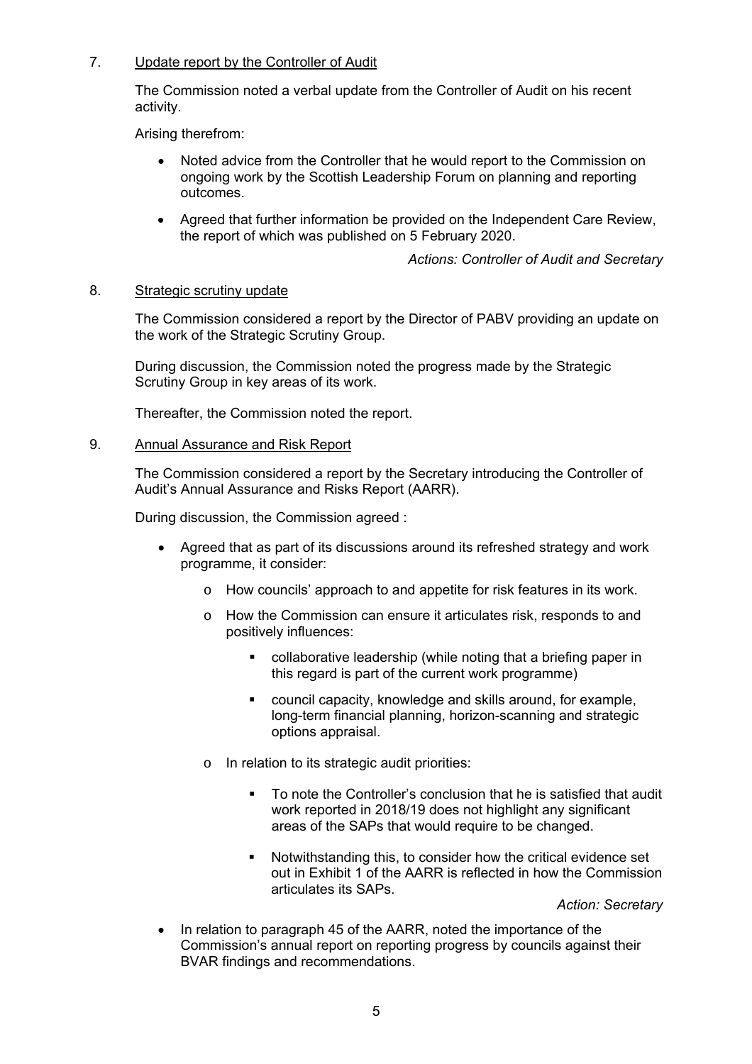7. Update report by the Controller of Audit

   The Commission noted a verbal update from the Controller of Audit on his recent activity.

   Arising therefrom:

   - Noted advice from the Controller that he would report to the Commission on ongoing work by the Scottish Leadership Forum on planning and reporting outcomes.
   - Agreed that further information be provided on the Independent Care Review, the report of which was published on 5 February 2020.

   *Actions: Controller of Audit and Secretary*

8. Strategic scrutiny update

   The Commission considered a report by the Director of PABV providing an update on the work of the Strategic Scrutiny Group.

   During discussion, the Commission noted the progress made by the Strategic Scrutiny Group in key areas of its work.

   Thereafter, the Commission noted the report.

9. Annual Assurance and Risk Report

   The Commission considered a report by the Secretary introducing the Controller of Audit's Annual Assurance and Risks Report (AARR).

   During discussion, the Commission agreed :

   - Agreed that as part of its discussions around its refreshed strategy and work programme, it consider:
     - How councils' approach to and appetite for risk features in its work.
     - How the Commission can ensure it articulates risk, responds to and positively influences:
       - collaborative leadership (while noting that a briefing paper in this regard is part of the current work programme)
       - council capacity, knowledge and skills around, for example, long-term financial planning, horizon-scanning and strategic options appraisal.
     - In relation to its strategic audit priorities:
       - To note the Controller's conclusion that he is satisfied that audit work reported in 2018/19 does not highlight any significant areas of the SAPs that would require to be changed.
       - Notwithstanding this, to consider how the critical evidence set out in Exhibit 1 of the AARR is reflected in how the Commission articulates its SAPs.

     *Action: Secretary*

   - In relation to paragraph 45 of the AARR, noted the importance of the Commission's annual report on reporting progress by councils against their BVAR findings and recommendations.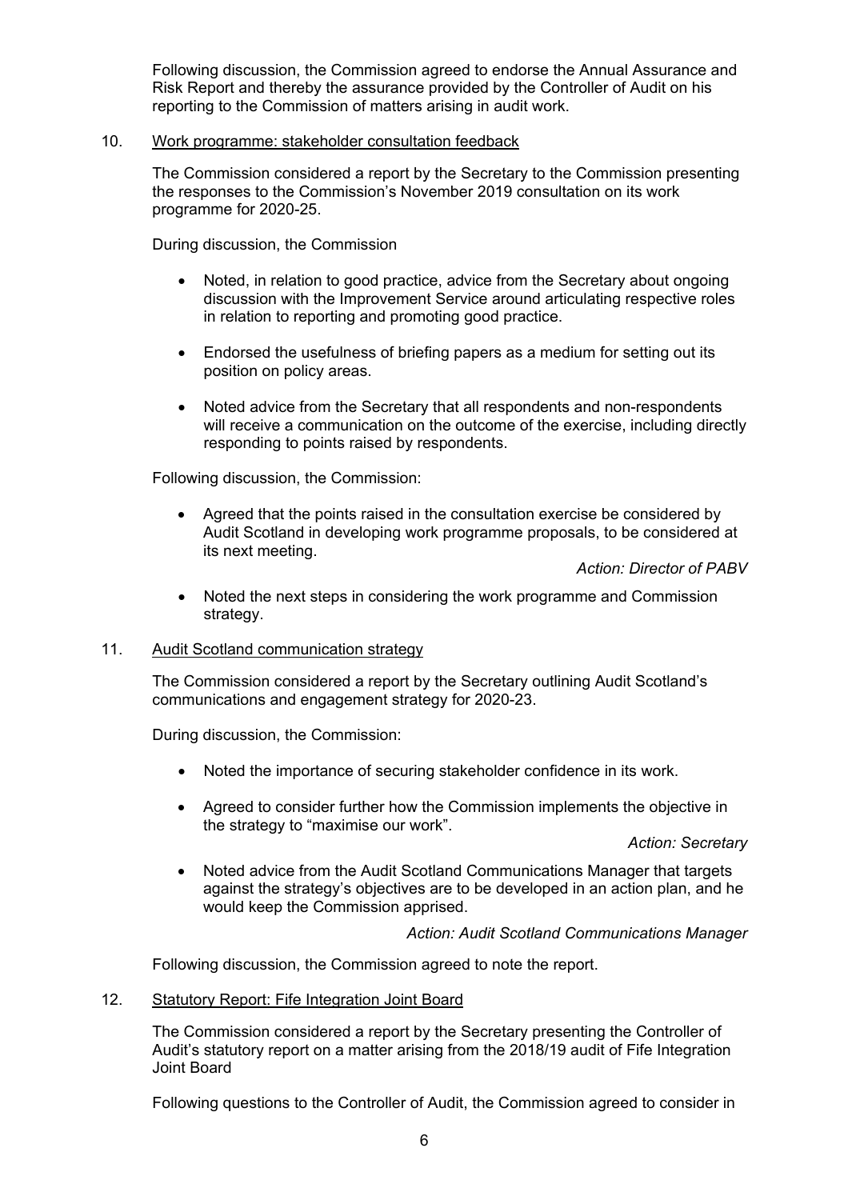Following discussion, the Commission agreed to endorse the Annual Assurance and Risk Report and thereby the assurance provided by the Controller of Audit on his reporting to the Commission of matters arising in audit work.

10. Work programme: stakeholder consultation feedback

The Commission considered a report by the Secretary to the Commission presenting the responses to the Commission's November 2019 consultation on its work programme for 2020-25.

During discussion, the Commission

- Noted, in relation to good practice, advice from the Secretary about ongoing discussion with the Improvement Service around articulating respective roles in relation to reporting and promoting good practice.

- Endorsed the usefulness of briefing papers as a medium for setting out its position on policy areas.

- Noted advice from the Secretary that all respondents and non-respondents will receive a communication on the outcome of the exercise, including directly responding to points raised by respondents.

Following discussion, the Commission:

- Agreed that the points raised in the consultation exercise be considered by Audit Scotland in developing work programme proposals, to be considered at its next meeting.

  *Action: Director of PABV*

- Noted the next steps in considering the work programme and Commission strategy.

11. Audit Scotland communication strategy

The Commission considered a report by the Secretary outlining Audit Scotland's communications and engagement strategy for 2020-23.

During discussion, the Commission:

- Noted the importance of securing stakeholder confidence in its work.

- Agreed to consider further how the Commission implements the objective in the strategy to "maximise our work".

  *Action: Secretary*

- Noted advice from the Audit Scotland Communications Manager that targets against the strategy's objectives are to be developed in an action plan, and he would keep the Commission apprised.

  *Action: Audit Scotland Communications Manager*

Following discussion, the Commission agreed to note the report.

12. Statutory Report: Fife Integration Joint Board

The Commission considered a report by the Secretary presenting the Controller of Audit's statutory report on a matter arising from the 2018/19 audit of Fife Integration Joint Board

Following questions to the Controller of Audit, the Commission agreed to consider in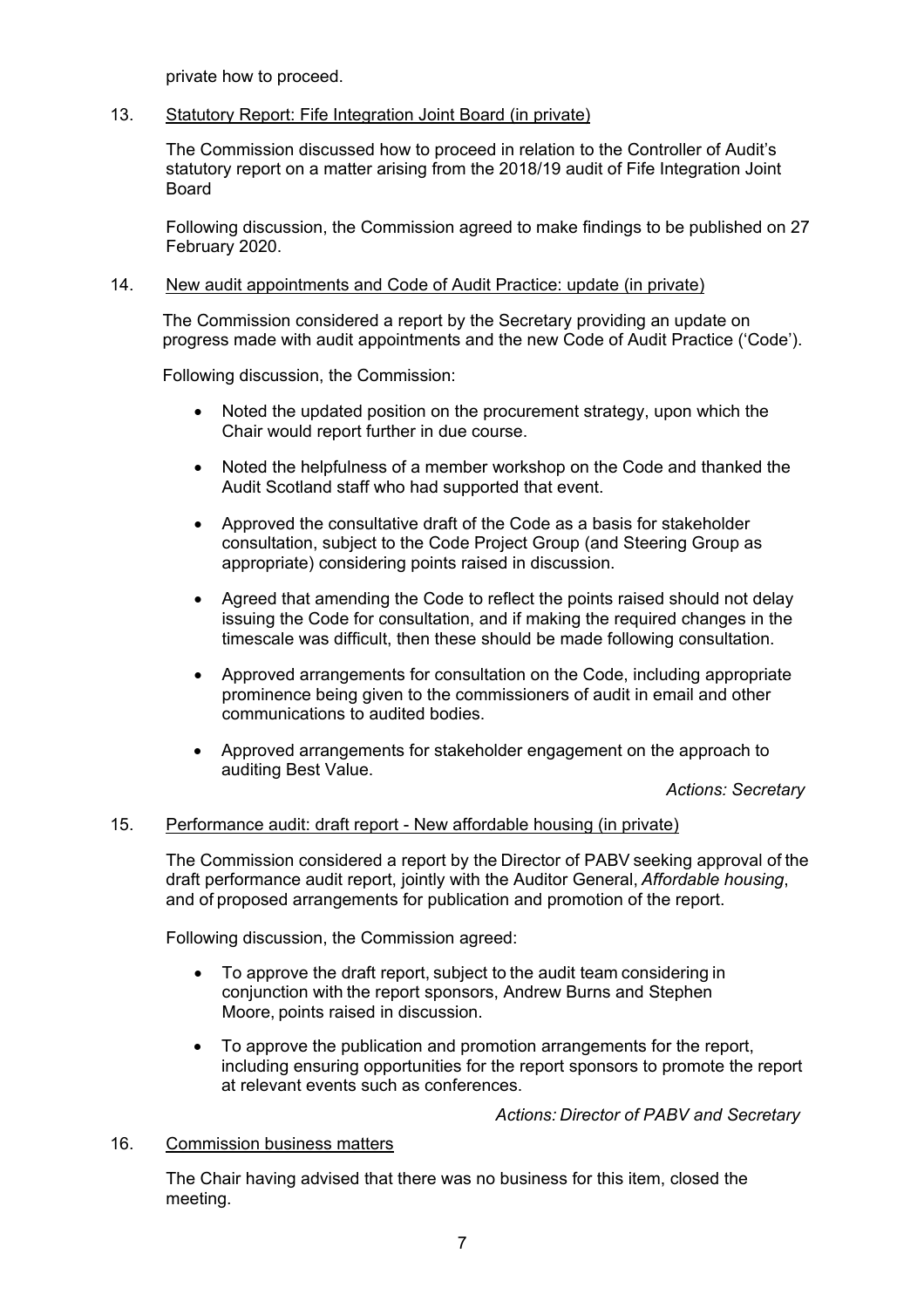private how to proceed.

13. Statutory Report: Fife Integration Joint Board (in private)

The Commission discussed how to proceed in relation to the Controller of Audit's statutory report on a matter arising from the 2018/19 audit of Fife Integration Joint Board

Following discussion, the Commission agreed to make findings to be published on 27 February 2020.

14. New audit appointments and Code of Audit Practice: update (in private)

The Commission considered a report by the Secretary providing an update on progress made with audit appointments and the new Code of Audit Practice ('Code').

Following discussion, the Commission:

- Noted the updated position on the procurement strategy, upon which the Chair would report further in due course.
- Noted the helpfulness of a member workshop on the Code and thanked the Audit Scotland staff who had supported that event.
- Approved the consultative draft of the Code as a basis for stakeholder consultation, subject to the Code Project Group (and Steering Group as appropriate) considering points raised in discussion.
- Agreed that amending the Code to reflect the points raised should not delay issuing the Code for consultation, and if making the required changes in the timescale was difficult, then these should be made following consultation.
- Approved arrangements for consultation on the Code, including appropriate prominence being given to the commissioners of audit in email and other communications to audited bodies.
- Approved arrangements for stakeholder engagement on the approach to auditing Best Value.

*Actions: Secretary*

15. Performance audit: draft report - New affordable housing (in private)

The Commission considered a report by the Director of PABV seeking approval of the draft performance audit report, jointly with the Auditor General, *Affordable housing*, and of proposed arrangements for publication and promotion of the report.

Following discussion, the Commission agreed:

- To approve the draft report, subject to the audit team considering in conjunction with the report sponsors, Andrew Burns and Stephen Moore, points raised in discussion.
- To approve the publication and promotion arrangements for the report, including ensuring opportunities for the report sponsors to promote the report at relevant events such as conferences.

*Actions: Director of PABV and Secretary*

16. Commission business matters

The Chair having advised that there was no business for this item, closed the meeting.